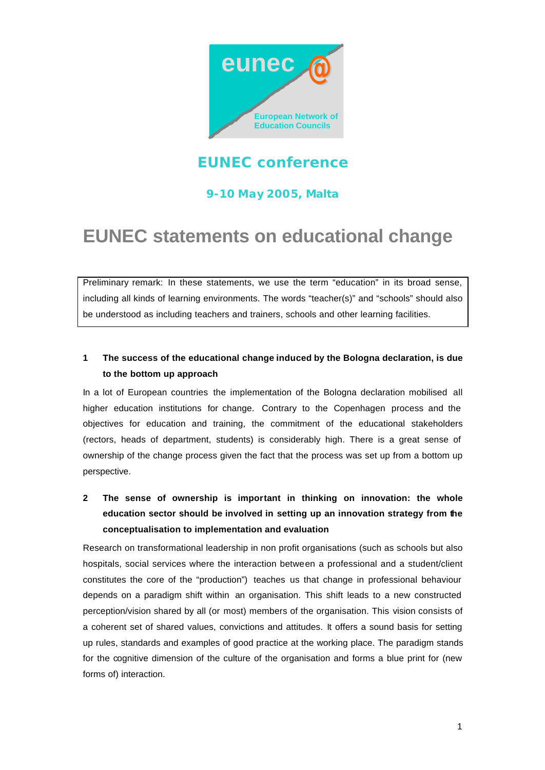eunec

European Network of Education Councils

## EUNEC conference

### 9-10 May 2005, Malta

# EUNEC statements on educational change

Preliminary remark: In these statements, we use the term "education" in its broad sense, including all kinds of learning environments. The words "teacher(s)" and "schools" should also be understood as including teachers and trainers, schools and other learning facilities.

**1 The success of the educational change induced by the Bologna declaration, is due to the bottom up approach**

In a lot of European countries the implementation of the Bologna declaration mobilised all higher education institutions for change. Contrary to the Copenhagen process and the objectives for education and training, the commitment of the educational stakeholders (rectors, heads of department, students) is considerably high. There is a great sense of ownership of the change process given the fact that the process was set up from a bottom up perspective.

**2 The sense of ownership is important in thinking on innovation: the whole education sector should be involved in setting up an innovation strategy from the conceptualisation to implementation and evaluation**

Research on transformational leadership in non profit organisations (such as schools but also hospitals, social services where the interaction between a professional and a student/client constitutes the core of the "production") teaches us that change in professional behaviour depends on a paradigm shift within an organisation. This shift leads to a new constructed perception/vision shared by all (or most) members of the organisation. This vision consists of a coherent set of shared values, convictions and attitudes. It offers a sound basis for setting up rules, standards and examples of good practice at the working place. The paradigm stands for the cognitive dimension of the culture of the organisation and forms a blue print for (new forms of) interaction.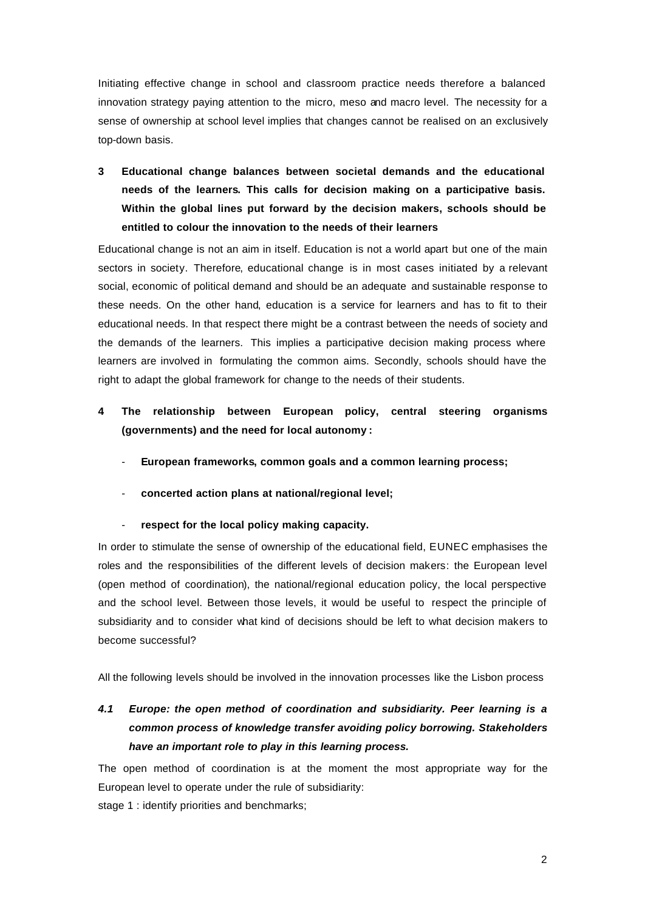Initiating effective change in school and classroom practice needs therefore a balanced innovation strategy paying attention to the micro, meso and macro level. The necessity for a sense of ownership at school level implies that changes cannot be realised on an exclusively top-down basis.

## 3 Educational change balances between societal demands and the educational needs of the learners. This calls for decision making on a participative basis. Within the global lines put forward by the decision makers, schools should be entitled to colour the innovation to the needs of their learners

Educational change is not an aim in itself. Education is not a world apart but one of the main sectors in society. Therefore, educational change is in most cases initiated by a relevant social, economic of political demand and should be an adequate and sustainable response to these needs. On the other hand, education is a service for learners and has to fit to their educational needs. In that respect there might be a contrast between the needs of society and the demands of the learners. This implies a participative decision making process where learners are involved in formulating the common aims. Secondly, schools should have the right to adapt the global framework for change to the needs of their students.

## 4 The relationship between European policy, central steering organisms (governments) and the need for local autonomy :

- **European frameworks, common goals and a common learning process;**
- **concerted action plans at national/regional level;**
- **respect for the local policy making capacity.**

In order to stimulate the sense of ownership of the educational field, EUNEC emphasises the roles and the responsibilities of the different levels of decision makers: the European level (open method of coordination), the national/regional education policy, the local perspective and the school level. Between those levels, it would be useful to respect the principle of subsidiarity and to consider what kind of decisions should be left to what decision makers to become successful?

All the following levels should be involved in the innovation processes like the Lisbon process

### *4.1 Europe: the open method of coordination and subsidiarity. Peer learning is a common process of knowledge transfer avoiding policy borrowing. Stakeholders have an important role to play in this learning process.*

The open method of coordination is at the moment the most appropriate way for the European level to operate under the rule of subsidiarity:

stage 1 : identify priorities and benchmarks;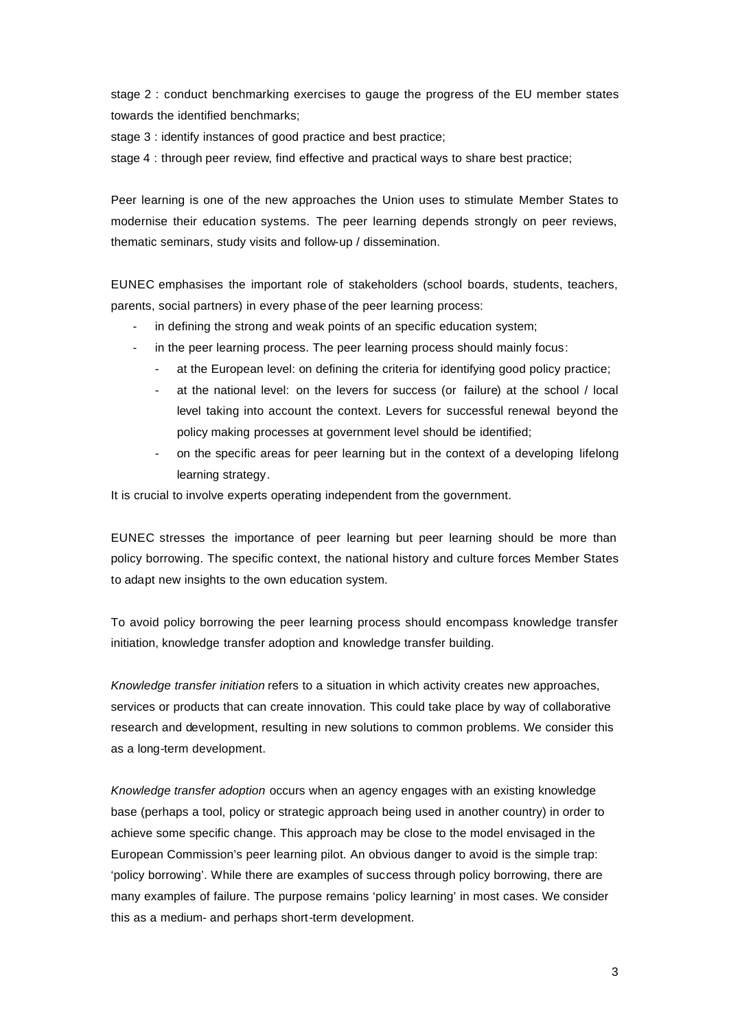stage 2 : conduct benchmarking exercises to gauge the progress of the EU member states towards the identified benchmarks;

stage 3 : identify instances of good practice and best practice;

stage 4 : through peer review, find effective and practical ways to share best practice;

Peer learning is one of the new approaches the Union uses to stimulate Member States to modernise their education systems. The peer learning depends strongly on peer reviews, thematic seminars, study visits and follow-up / dissemination.

EUNEC emphasises the important role of stakeholders (school boards, students, teachers, parents, social partners) in every phase of the peer learning process:

- in defining the strong and weak points of an specific education system;
- in the peer learning process. The peer learning process should mainly focus:
  - at the European level: on defining the criteria for identifying good policy practice;
  - at the national level: on the levers for success (or failure) at the school / local level taking into account the context. Levers for successful renewal beyond the policy making processes at government level should be identified;
  - on the specific areas for peer learning but in the context of a developing lifelong learning strategy.

It is crucial to involve experts operating independent from the government.

EUNEC stresses the importance of peer learning but peer learning should be more than policy borrowing. The specific context, the national history and culture forces Member States to adapt new insights to the own education system.

To avoid policy borrowing the peer learning process should encompass knowledge transfer initiation, knowledge transfer adoption and knowledge transfer building.

*Knowledge transfer initiation* refers to a situation in which activity creates new approaches, services or products that can create innovation. This could take place by way of collaborative research and development, resulting in new solutions to common problems. We consider this as a long-term development.

*Knowledge transfer adoption* occurs when an agency engages with an existing knowledge base (perhaps a tool, policy or strategic approach being used in another country) in order to achieve some specific change. This approach may be close to the model envisaged in the European Commission's peer learning pilot. An obvious danger to avoid is the simple trap: 'policy borrowing'. While there are examples of success through policy borrowing, there are many examples of failure. The purpose remains 'policy learning' in most cases. We consider this as a medium- and perhaps short-term development.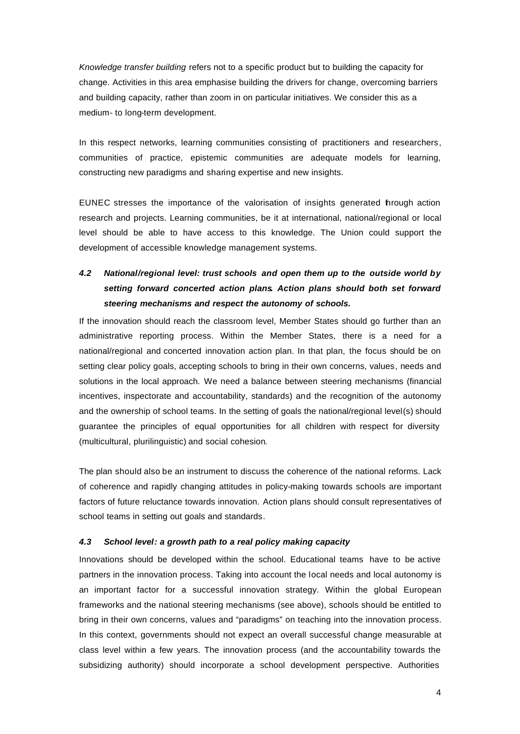*Knowledge transfer building* refers not to a specific product but to building the capacity for change. Activities in this area emphasise building the drivers for change, overcoming barriers and building capacity, rather than zoom in on particular initiatives. We consider this as a medium- to long-term development.

In this respect networks, learning communities consisting of practitioners and researchers, communities of practice, epistemic communities are adequate models for learning, constructing new paradigms and sharing expertise and new insights.

EUNEC stresses the importance of the valorisation of insights generated through action research and projects. Learning communities, be it at international, national/regional or local level should be able to have access to this knowledge. The Union could support the development of accessible knowledge management systems.

### *4.2 National/regional level: trust schools and open them up to the outside world by setting forward concerted action plans. Action plans should both set forward steering mechanisms and respect the autonomy of schools.*

If the innovation should reach the classroom level, Member States should go further than an administrative reporting process. Within the Member States, there is a need for a national/regional and concerted innovation action plan. In that plan, the focus should be on setting clear policy goals, accepting schools to bring in their own concerns, values, needs and solutions in the local approach. We need a balance between steering mechanisms (financial incentives, inspectorate and accountability, standards) and the recognition of the autonomy and the ownership of school teams. In the setting of goals the national/regional level(s) should guarantee the principles of equal opportunities for all children with respect for diversity (multicultural, plurilinguistic) and social cohesion.

The plan should also be an instrument to discuss the coherence of the national reforms. Lack of coherence and rapidly changing attitudes in policy-making towards schools are important factors of future reluctance towards innovation. Action plans should consult representatives of school teams in setting out goals and standards.

### *4.3 School level: a growth path to a real policy making capacity*

Innovations should be developed within the school. Educational teams have to be active partners in the innovation process. Taking into account the local needs and local autonomy is an important factor for a successful innovation strategy. Within the global European frameworks and the national steering mechanisms (see above), schools should be entitled to bring in their own concerns, values and "paradigms" on teaching into the innovation process. In this context, governments should not expect an overall successful change measurable at class level within a few years. The innovation process (and the accountability towards the subsidizing authority) should incorporate a school development perspective. Authorities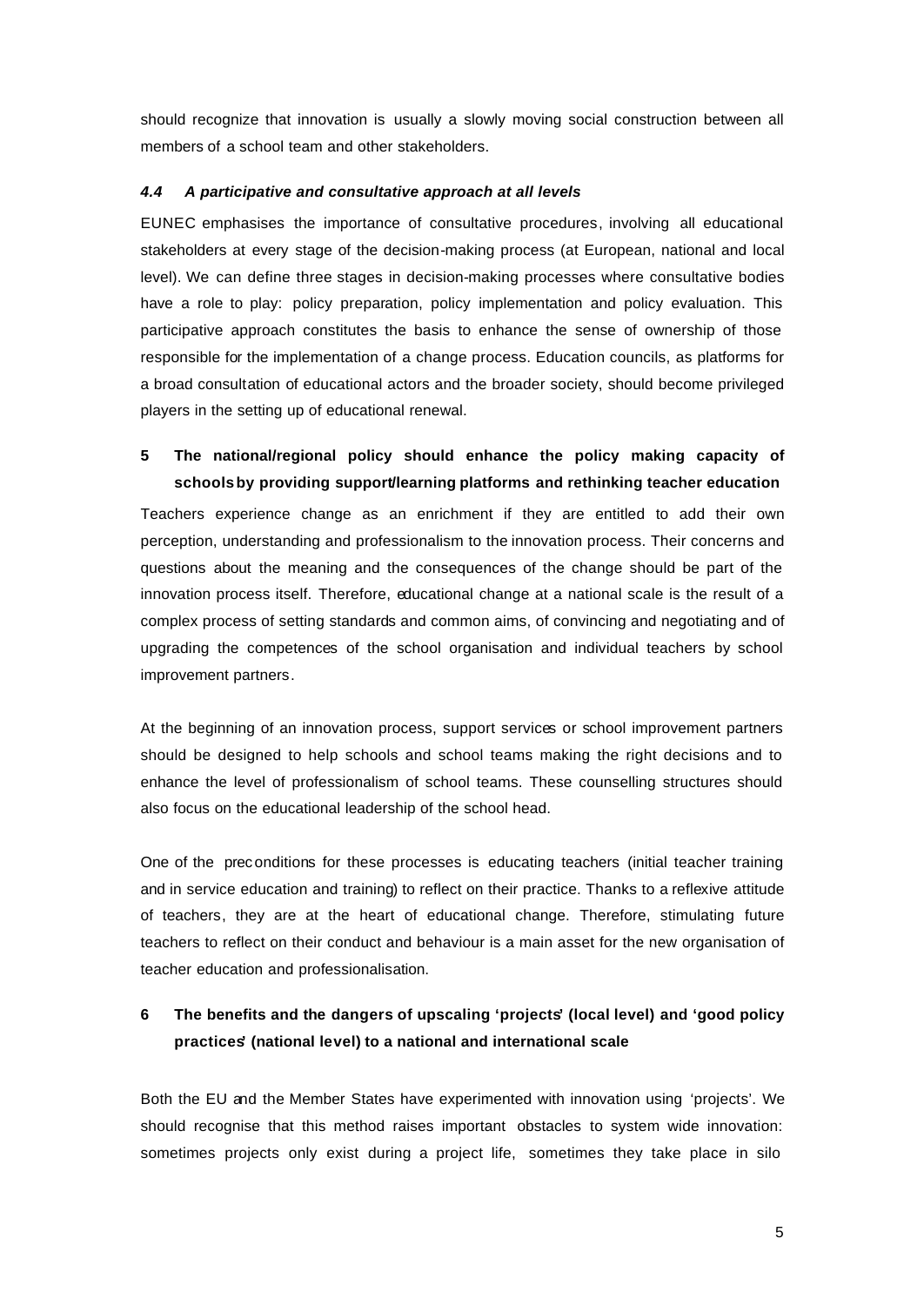should recognize that innovation is usually a slowly moving social construction between all members of a school team and other stakeholders.

### *4.4 A participative and consultative approach at all levels*

EUNEC emphasises the importance of consultative procedures, involving all educational stakeholders at every stage of the decision-making process (at European, national and local level). We can define three stages in decision-making processes where consultative bodies have a role to play: policy preparation, policy implementation and policy evaluation. This participative approach constitutes the basis to enhance the sense of ownership of those responsible for the implementation of a change process. Education councils, as platforms for a broad consultation of educational actors and the broader society, should become privileged players in the setting up of educational renewal.

## 5 The national/regional policy should enhance the policy making capacity of schools by providing support/learning platforms and rethinking teacher education

Teachers experience change as an enrichment if they are entitled to add their own perception, understanding and professionalism to the innovation process. Their concerns and questions about the meaning and the consequences of the change should be part of the innovation process itself. Therefore, educational change at a national scale is the result of a complex process of setting standards and common aims, of convincing and negotiating and of upgrading the competences of the school organisation and individual teachers by school improvement partners.

At the beginning of an innovation process, support services or school improvement partners should be designed to help schools and school teams making the right decisions and to enhance the level of professionalism of school teams. These counselling structures should also focus on the educational leadership of the school head.

One of the preconditions for these processes is educating teachers (initial teacher training and in service education and training) to reflect on their practice. Thanks to a reflexive attitude of teachers, they are at the heart of educational change. Therefore, stimulating future teachers to reflect on their conduct and behaviour is a main asset for the new organisation of teacher education and professionalisation.

## 6 The benefits and the dangers of upscaling 'projects' (local level) and 'good policy practices' (national level) to a national and international scale

Both the EU and the Member States have experimented with innovation using 'projects'. We should recognise that this method raises important obstacles to system wide innovation: sometimes projects only exist during a project life, sometimes they take place in silo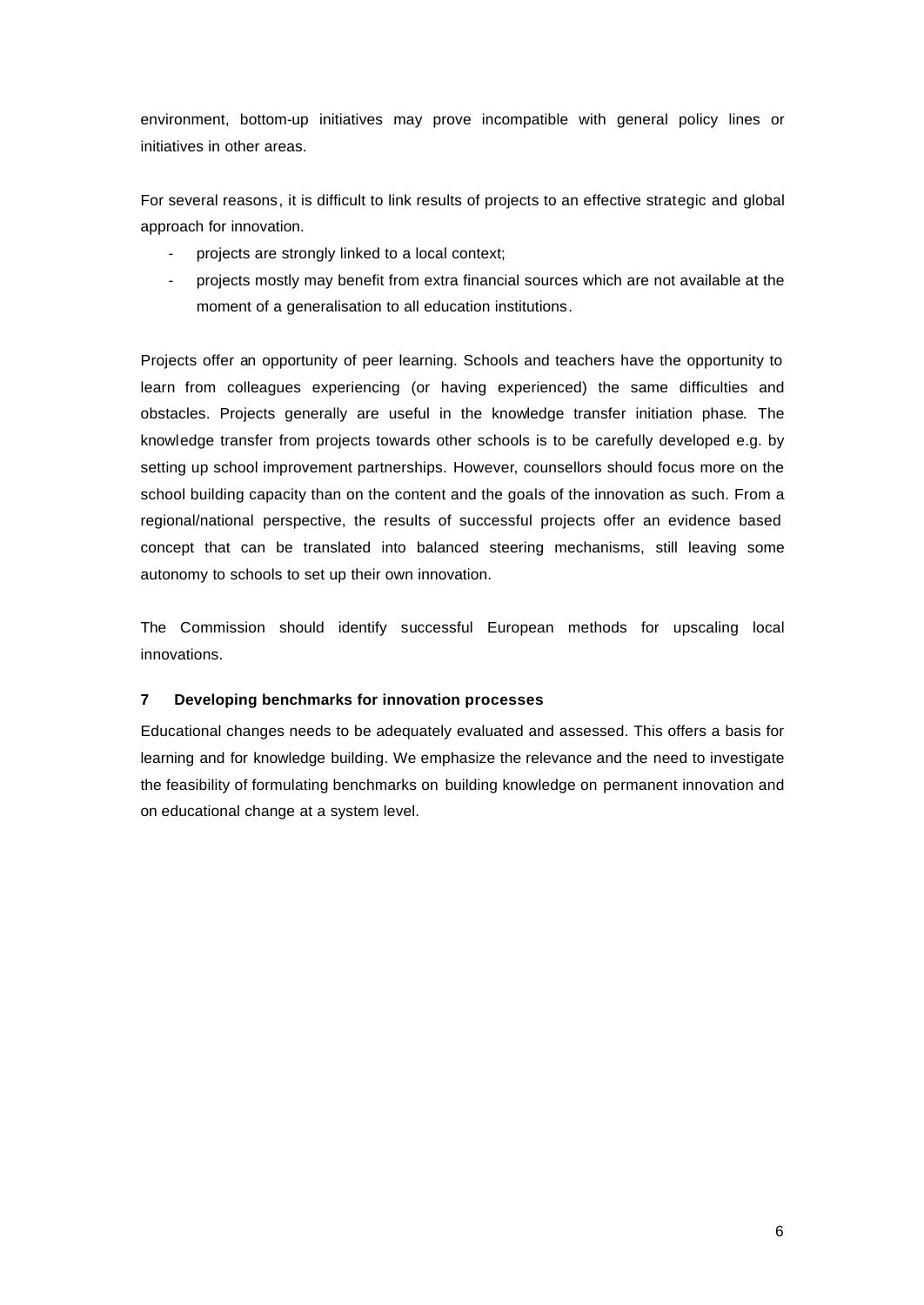environment, bottom-up initiatives may prove incompatible with general policy lines or initiatives in other areas.

For several reasons, it is difficult to link results of projects to an effective strategic and global approach for innovation.

- projects are strongly linked to a local context;
- projects mostly may benefit from extra financial sources which are not available at the moment of a generalisation to all education institutions.

Projects offer an opportunity of peer learning. Schools and teachers have the opportunity to learn from colleagues experiencing (or having experienced) the same difficulties and obstacles. Projects generally are useful in the knowledge transfer initiation phase. The knowledge transfer from projects towards other schools is to be carefully developed e.g. by setting up school improvement partnerships. However, counsellors should focus more on the school building capacity than on the content and the goals of the innovation as such. From a regional/national perspective, the results of successful projects offer an evidence based concept that can be translated into balanced steering mechanisms, still leaving some autonomy to schools to set up their own innovation.

The Commission should identify successful European methods for upscaling local innovations.

## 7 Developing benchmarks for innovation processes

Educational changes needs to be adequately evaluated and assessed. This offers a basis for learning and for knowledge building. We emphasize the relevance and the need to investigate the feasibility of formulating benchmarks on building knowledge on permanent innovation and on educational change at a system level.